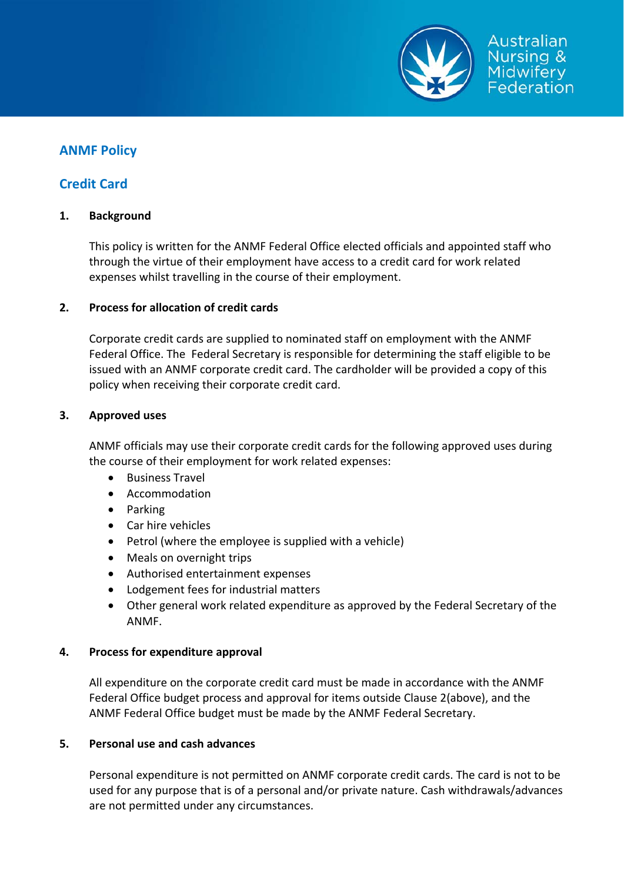# ANMF Policy

## Credit Card

### 1. Background

This policy is written for the ANMF Federal Office elected officials and appointed staff who through the virtue of their employment have access to a credit card for work related expenses whilst travelling in the course of their employment.

### 2. Process for allocation of credit cards

Corporate credit cards are supplied to nominated staff on employment with the ANMF Federal Office. The Federal Secretary is responsible for determining the staff eligible to be issued with an ANMF corporate credit card. The cardholder will be provided a copy of this policy when receiving their corporate credit card.

### 3. Approved uses

ANMF officials may use their corporate credit cards for the following approved uses during the course of their employment for work related expenses:

- Business Travel
- Accommodation
- Parking
- Car hire vehicles
- Petrol (where the employee is supplied with a vehicle)
- Meals on overnight trips
- Authorised entertainment expenses
- Lodgement fees for industrial matters
- Other general work related expenditure as approved by the Federal Secretary of the ANMF.

### 4. Process for expenditure approval

All expenditure on the corporate credit card must be made in accordance with the ANMF Federal Office budget process and approval for items outside Clause 2(above), and the ANMF Federal Office budget must be made by the ANMF Federal Secretary.

### 5. Personal use and cash advances

Personal expenditure is not permitted on ANMF corporate credit cards. The card is not to be used for any purpose that is of a personal and/or private nature. Cash withdrawals/advances are not permitted under any circumstances.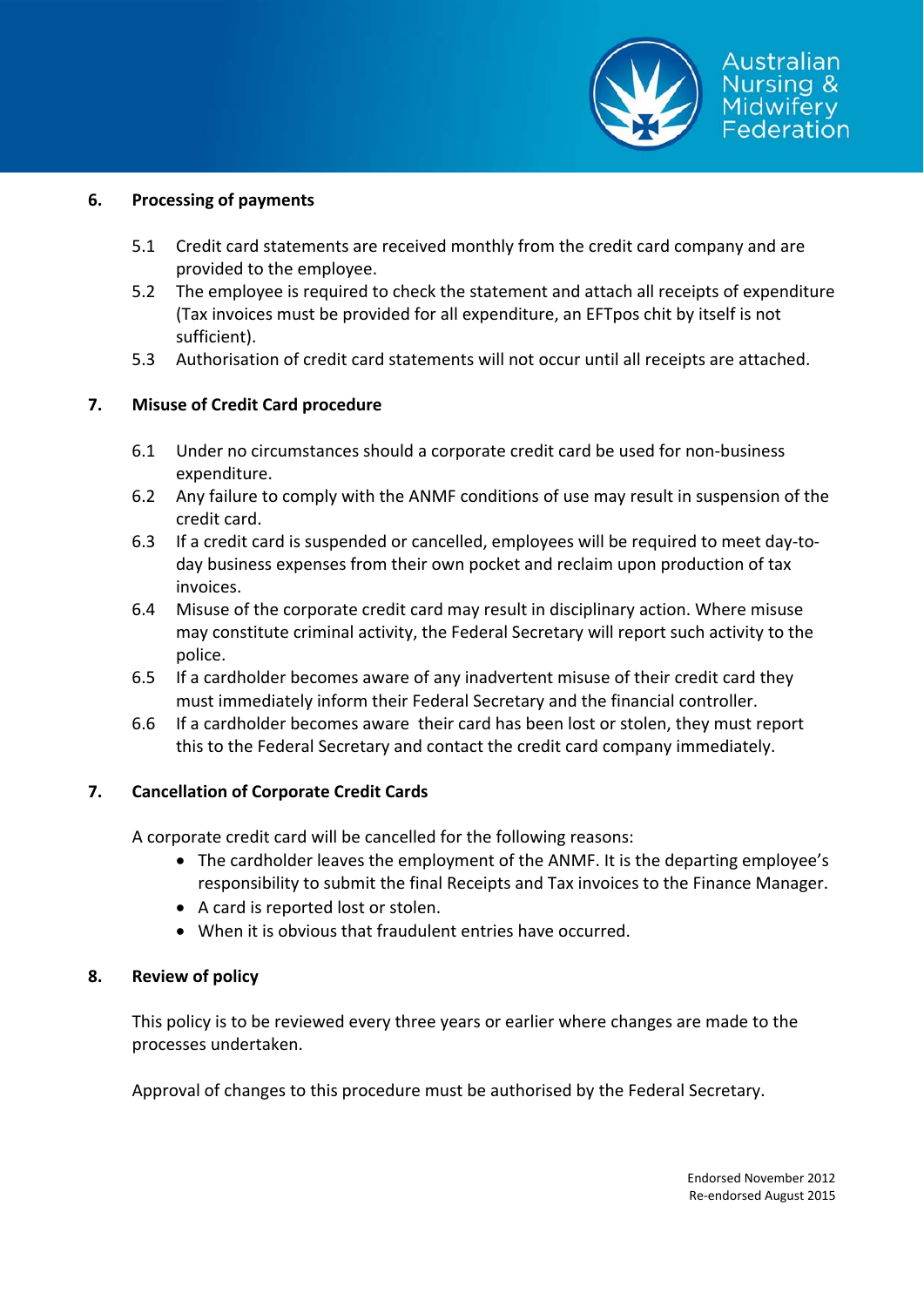## 6. Processing of payments

5.1 Credit card statements are received monthly from the credit card company and are provided to the employee.

5.2 The employee is required to check the statement and attach all receipts of expenditure (Tax invoices must be provided for all expenditure, an EFTpos chit by itself is not sufficient).

5.3 Authorisation of credit card statements will not occur until all receipts are attached.

## 7. Misuse of Credit Card procedure

6.1 Under no circumstances should a corporate credit card be used for non-business expenditure.

6.2 Any failure to comply with the ANMF conditions of use may result in suspension of the credit card.

6.3 If a credit card is suspended or cancelled, employees will be required to meet day-to-day business expenses from their own pocket and reclaim upon production of tax invoices.

6.4 Misuse of the corporate credit card may result in disciplinary action. Where misuse may constitute criminal activity, the Federal Secretary will report such activity to the police.

6.5 If a cardholder becomes aware of any inadvertent misuse of their credit card they must immediately inform their Federal Secretary and the financial controller.

6.6 If a cardholder becomes aware their card has been lost or stolen, they must report this to the Federal Secretary and contact the credit card company immediately.

## 7. Cancellation of Corporate Credit Cards

A corporate credit card will be cancelled for the following reasons:

- The cardholder leaves the employment of the ANMF. It is the departing employee's responsibility to submit the final Receipts and Tax invoices to the Finance Manager.
- A card is reported lost or stolen.
- When it is obvious that fraudulent entries have occurred.

## 8. Review of policy

This policy is to be reviewed every three years or earlier where changes are made to the processes undertaken.

Approval of changes to this procedure must be authorised by the Federal Secretary.

Endorsed November 2012
Re-endorsed August 2015